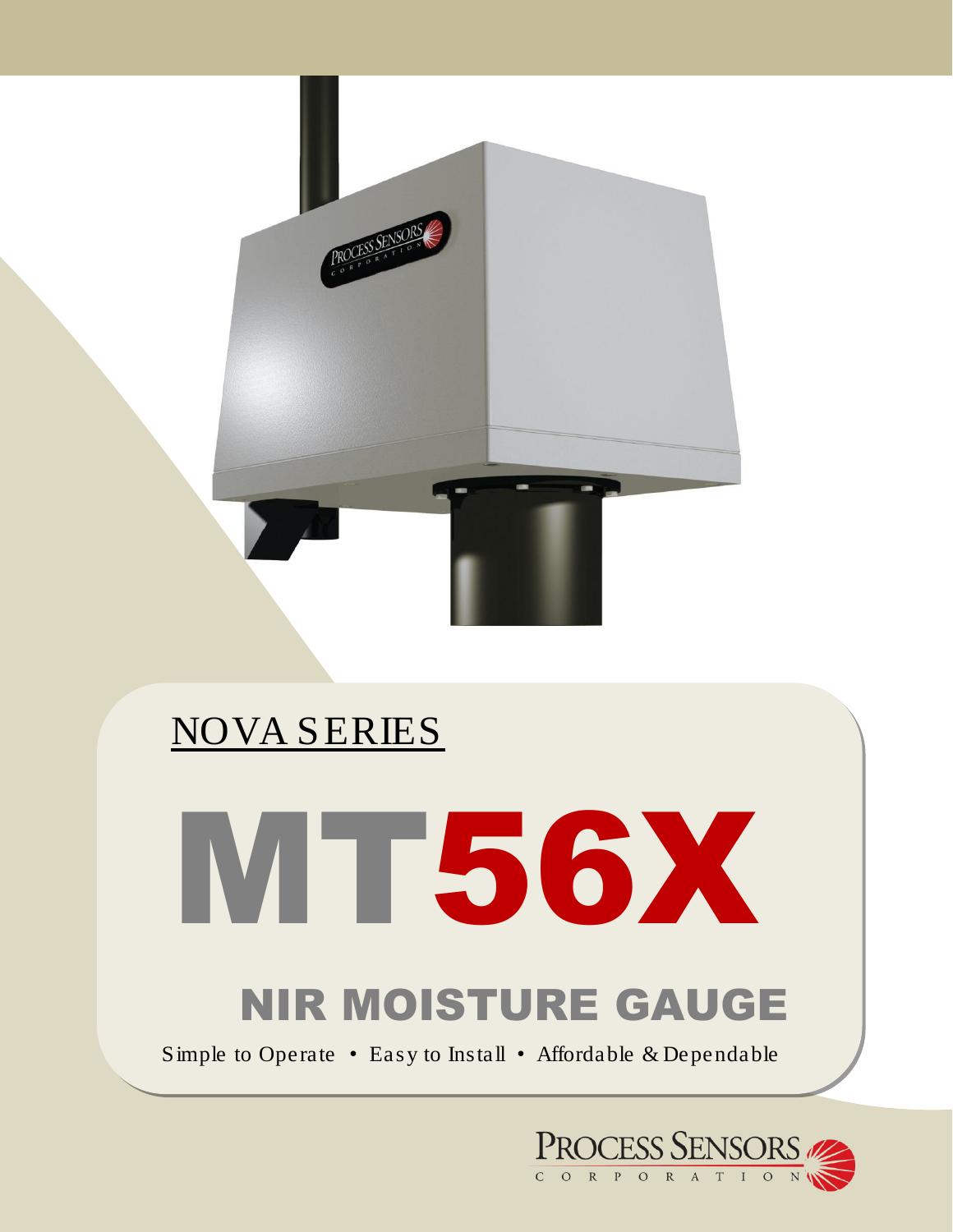NOVA SERIES

# MT56X

## NIR MOISTURE GAUGE

Simple to Operate • Easy to Install • Affordable & Dependable

PROCESS SENSORS CORPORATION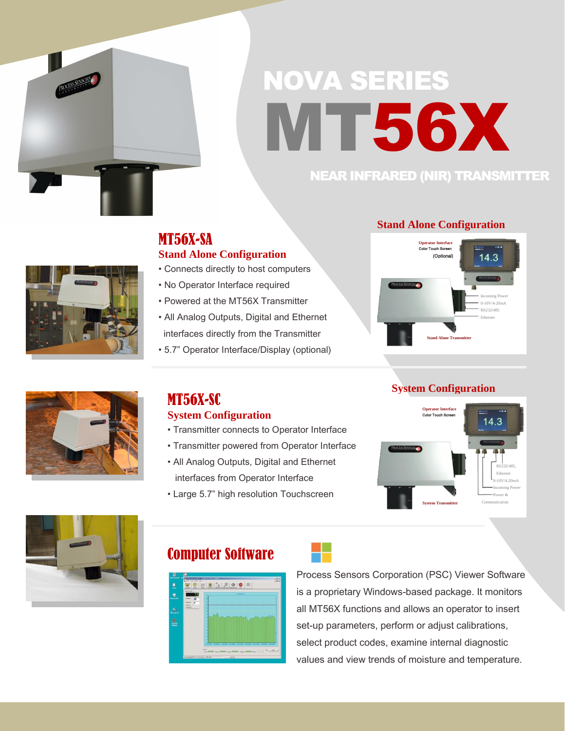# NOVA SERIES

# MT56X

## NEAR INFRARED (NIR) TRANSMITTER

## MT56X-SA

### Stand Alone Configuration

- Connects directly to host computers
- No Operator Interface required
- Powered at the MT56X Transmitter
- All Analog Outputs, Digital and Ethernet interfaces directly from the Transmitter
- 5.7" Operator Interface/Display (optional)

### Stand Alone Configuration

Operator Interface
Color Touch Screen
(Optional)

14.3

Incoming Power
0-10V/4-20mA
RS232/485
Ethernet

Stand Alone Transmitter

## MT56X-SC

### System Configuration

- Transmitter connects to Operator Interface
- Transmitter powered from Operator Interface
- All Analog Outputs, Digital and Ethernet interfaces from Operator Interface
- Large 5.7" high resolution Touchscreen

### System Configuration

Operator Interface
Color Touch Screen

14.3

RS232/485,
Ethernet
0-10V/4-20mA
Incoming Power
Power & Communication

System Transmitter

## Computer Software

Process Sensors Corporation (PSC) Viewer Software is a proprietary Windows-based package. It monitors all MT56X functions and allows an operator to insert set-up parameters, perform or adjust calibrations, select product codes, examine internal diagnostic values and view trends of moisture and temperature.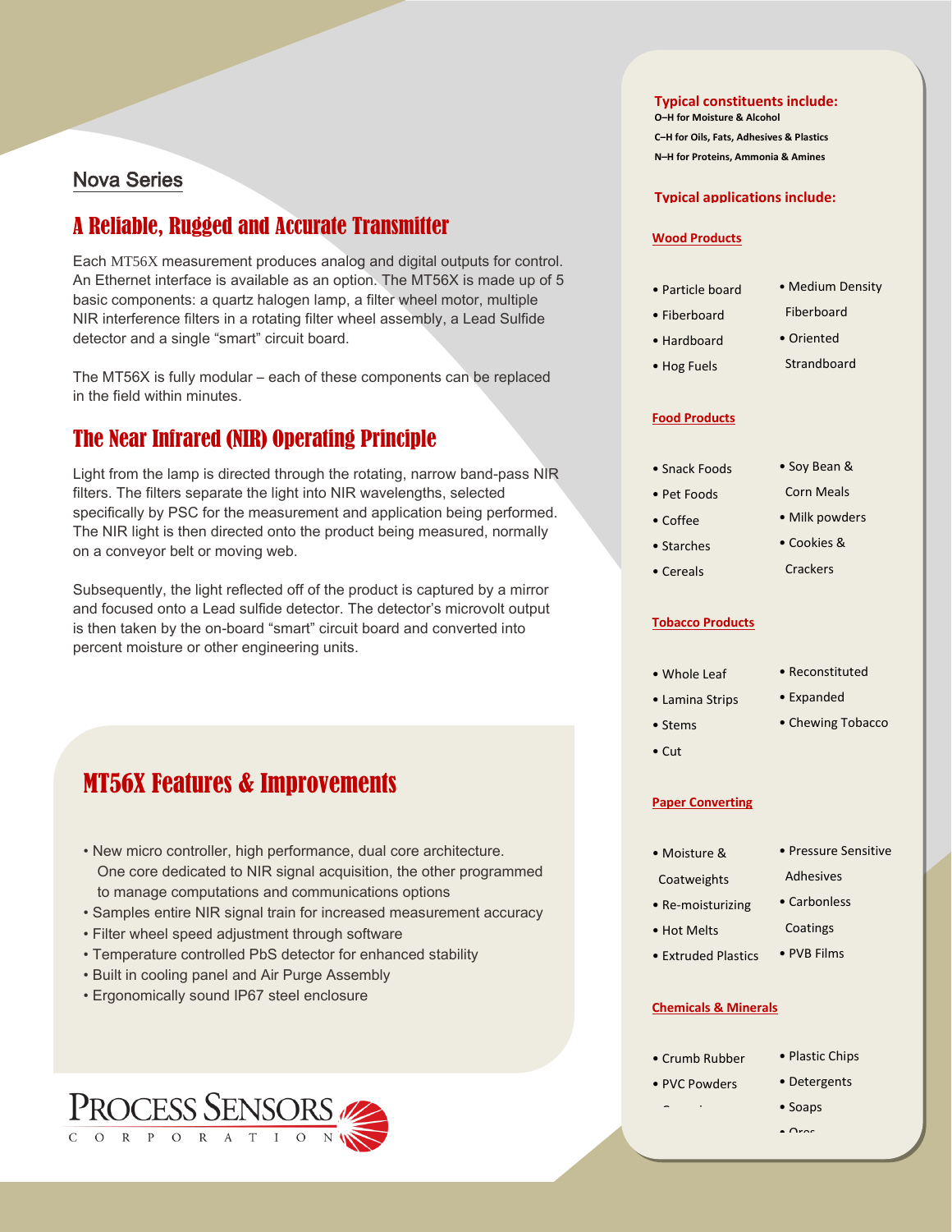## Nova Series

## A Reliable, Rugged and Accurate Transmitter

Each MT56X measurement produces analog and digital outputs for control. An Ethernet interface is available as an option. The MT56X is made up of 5 basic components: a quartz halogen lamp, a filter wheel motor, multiple NIR interference filters in a rotating filter wheel assembly, a Lead Sulfide detector and a single "smart" circuit board.

The MT56X is fully modular – each of these components can be replaced in the field within minutes.

## The Near Infrared (NIR) Operating Principle

Light from the lamp is directed through the rotating, narrow band-pass NIR filters. The filters separate the light into NIR wavelengths, selected specifically by PSC for the measurement and application being performed. The NIR light is then directed onto the product being measured, normally on a conveyor belt or moving web.

Subsequently, the light reflected off of the product is captured by a mirror and focused onto a Lead sulfide detector. The detector's microvolt output is then taken by the on-board "smart" circuit board and converted into percent moisture or other engineering units.

## MT56X Features & Improvements

- New micro controller, high performance, dual core architecture. One core dedicated to NIR signal acquisition, the other programmed to manage computations and communications options
- Samples entire NIR signal train for increased measurement accuracy
- Filter wheel speed adjustment through software
- Temperature controlled PbS detector for enhanced stability
- Built in cooling panel and Air Purge Assembly
- Ergonomically sound IP67 steel enclosure

PROCESS SENSORS CORPORATION

### Typical constituents include:

**O–H for Moisture & Alcohol**

**C–H for Oils, Fats, Adhesives & Plastics**

**N–H for Proteins, Ammonia & Amines**

### Typical applications include:

**Wood Products**

- Particle board
- Fiberboard
- Hardboard
- Hog Fuels
- Medium Density Fiberboard
- Oriented Strandboard

**Food Products**

- Snack Foods
- Pet Foods
- Coffee
- Starches
- Cereals
- Soy Bean & Corn Meals
- Milk powders
- Cookies & Crackers

**Tobacco Products**

- Whole Leaf
- Lamina Strips
- Stems
- Cut
- Reconstituted
- Expanded
- Chewing Tobacco

**Paper Converting**

- Moisture & Coatweights
- Re-moisturizing
- Hot Melts
- Extruded Plastics
- Pressure Sensitive Adhesives
- Carbonless Coatings
- PVB Films

**Chemicals & Minerals**

- Crumb Rubber
- PVC Powders
- Plastic Chips
- Detergents
- Soaps
- Ores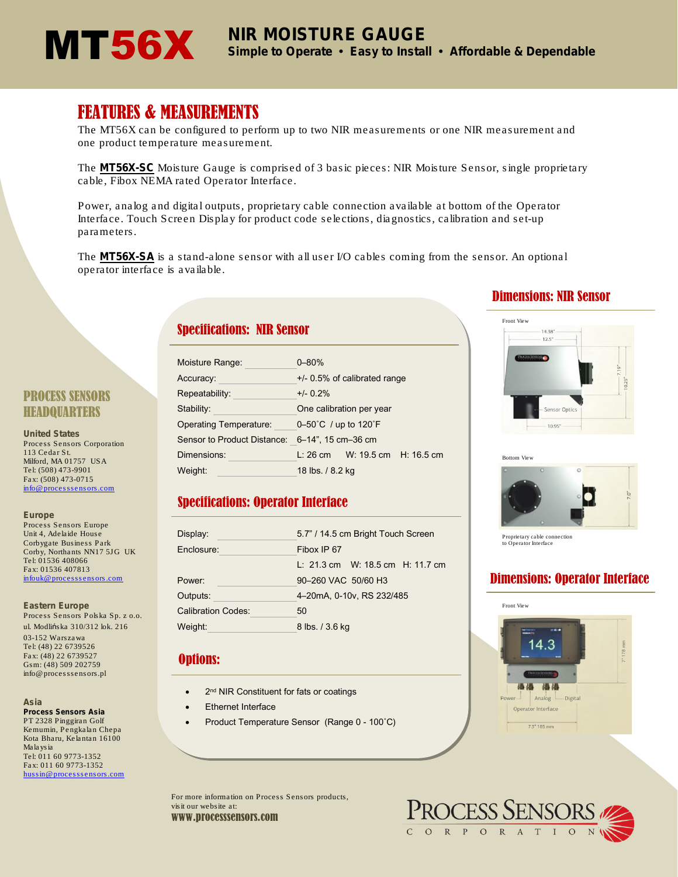# MT56X

## NIR MOISTURE GAUGE

**Simple to Operate • Easy to Install • Affordable & Dependable**

## FEATURES & MEASUREMENTS

The MT56X can be configured to perform up to two NIR measurements or one NIR measurement and one product temperature measurement.

The **MT56X-SC** Moisture Gauge is comprised of 3 basic pieces: NIR Moisture Sensor, single proprietary cable, Fibox NEMA rated Operator Interface.

Power, analog and digital outputs, proprietary cable connection available at bottom of the Operator Interface. Touch Screen Display for product code selections, diagnostics, calibration and set-up parameters.

The **MT56X-SA** is a stand-alone sensor with all user I/O cables coming from the sensor. An optional operator interface is available.

### Specifications: NIR Sensor

| | |
|---|---|
| Moisture Range: | 0–80% |
| Accuracy: | +/- 0.5% of calibrated range |
| Repeatability: | +/- 0.2% |
| Stability: | One calibration per year |
| Operating Temperature: | 0–50˚C / up to 120˚F |
| Sensor to Product Distance: | 6–14", 15 cm–36 cm |
| Dimensions: | L: 26 cm W: 19.5 cm H: 16.5 cm |
| Weight: | 18 lbs. / 8.2 kg |

### Specifications: Operator Interface

| | |
|---|---|
| Display: | 5.7" / 14.5 cm Bright Touch Screen |
| Enclosure: | Fibox IP 67 |
| | L: 21.3 cm W: 18.5 cm H: 11.7 cm |
| Power: | 90–260 VAC 50/60 H3 |
| Outputs: | 4–20mA, 0-10v, RS 232/485 |
| Calibration Codes: | 50 |
| Weight: | 8 lbs. / 3.6 kg |

### Options:

- 2nd NIR Constituent for fats or coatings
- Ethernet Interface
- Product Temperature Sensor (Range 0 - 100˚C)

### Dimensions: NIR Sensor

Front View

14.38"
12.5"
7.19"
10.25"
Sensor Optics
10.95"

Bottom View

7.0"

Proprietary cable connection to Operator Interface

### Dimensions: Operator Interface

Front View

14.3
7" 178 mm
Power
Analog
Digital
Operator Interface
7.3" 185 mm

### PROCESS SENSORS HEADQUARTERS

**United States**
Process Sensors Corporation
113 Cedar St.
Milford, MA 01757 USA
Tel: (508) 473-9901
Fax: (508) 473-0715
info@processsensors.com

**Europe**
Process Sensors Europe
Unit 4, Adelaide House
Corbygate Business Park
Corby, Northants NN17 5JG UK
Tel: 01536 408066
Fax: 01536 407813
infouk@processsensors.com

**Eastern Europe**
Process Sensors Polska Sp. z o.o.
ul. Modlińska 310/312 lok. 216
03-152 Warszawa
Tel: (48) 22 6739526
Fax: (48) 22 6739527
Gsm: (48) 509 202759
info@processsensors.pl

**Asia**
**Process Sensors Asia**
PT 2328 Pinggiran Golf
Kemumin, Pengkalan Chepa
Kota Bharu, Kelantan 16100
Malaysia
Tel: 011 60 9773-1352
Fax: 011 60 9773-1352
hussin@processsensors.com

For more information on Process Sensors products, visit our website at:
**www.processsensors.com**

PROCESS SENSORS CORPORATION